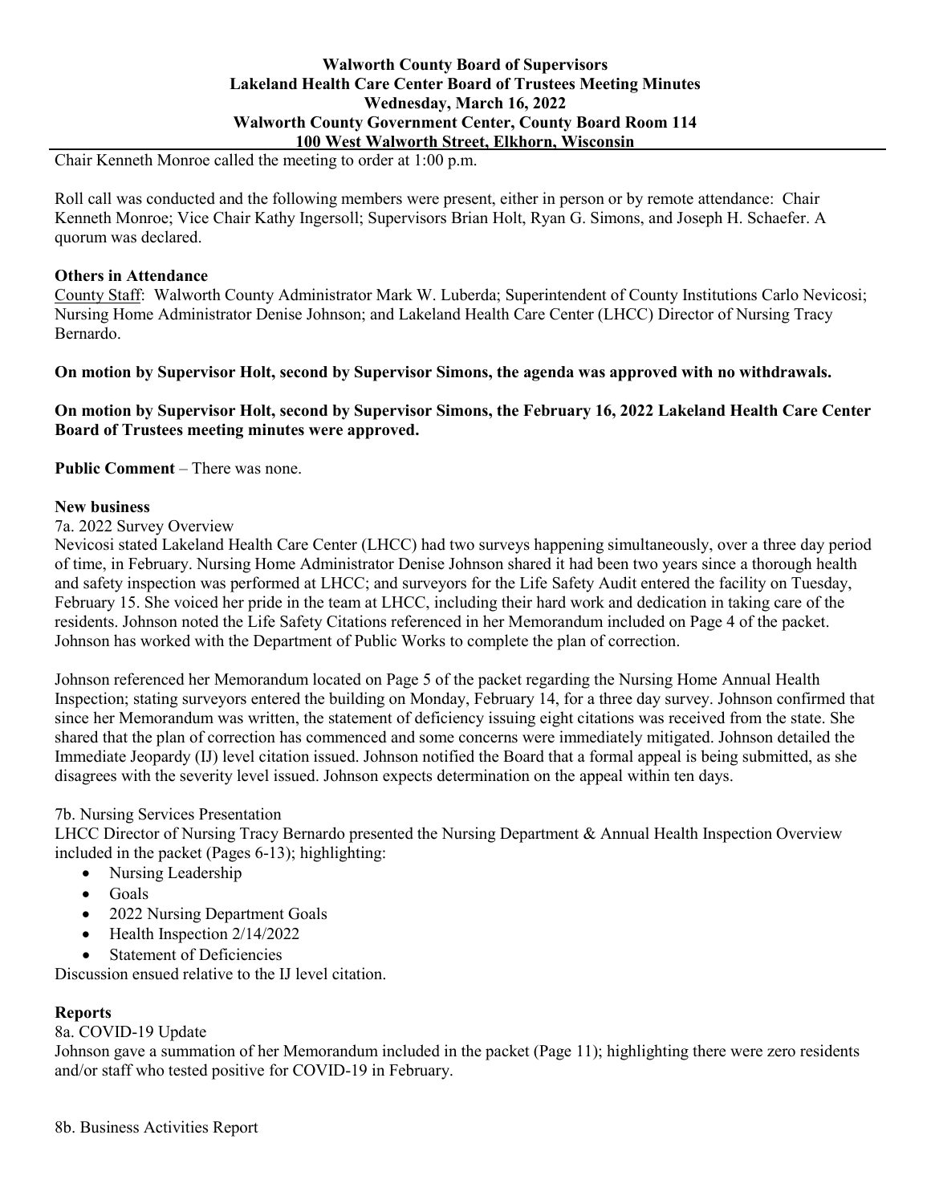**Walworth County Board of Supervisors**
**Lakeland Health Care Center Board of Trustees Meeting Minutes**
**Wednesday, March 16, 2022**
**Walworth County Government Center, County Board Room 114**
**100 West Walworth Street, Elkhorn, Wisconsin**

Chair Kenneth Monroe called the meeting to order at 1:00 p.m.

Roll call was conducted and the following members were present, either in person or by remote attendance: Chair Kenneth Monroe; Vice Chair Kathy Ingersoll; Supervisors Brian Holt, Ryan G. Simons, and Joseph H. Schaefer. A quorum was declared.

**Others in Attendance**

County Staff: Walworth County Administrator Mark W. Luberda; Superintendent of County Institutions Carlo Nevicosi; Nursing Home Administrator Denise Johnson; and Lakeland Health Care Center (LHCC) Director of Nursing Tracy Bernardo.

**On motion by Supervisor Holt, second by Supervisor Simons, the agenda was approved with no withdrawals.**

**On motion by Supervisor Holt, second by Supervisor Simons, the February 16, 2022 Lakeland Health Care Center Board of Trustees meeting minutes were approved.**

**Public Comment** – There was none.

**New business**

7a. 2022 Survey Overview

Nevicosi stated Lakeland Health Care Center (LHCC) had two surveys happening simultaneously, over a three day period of time, in February. Nursing Home Administrator Denise Johnson shared it had been two years since a thorough health and safety inspection was performed at LHCC; and surveyors for the Life Safety Audit entered the facility on Tuesday, February 15. She voiced her pride in the team at LHCC, including their hard work and dedication in taking care of the residents. Johnson noted the Life Safety Citations referenced in her Memorandum included on Page 4 of the packet. Johnson has worked with the Department of Public Works to complete the plan of correction.

Johnson referenced her Memorandum located on Page 5 of the packet regarding the Nursing Home Annual Health Inspection; stating surveyors entered the building on Monday, February 14, for a three day survey. Johnson confirmed that since her Memorandum was written, the statement of deficiency issuing eight citations was received from the state. She shared that the plan of correction has commenced and some concerns were immediately mitigated. Johnson detailed the Immediate Jeopardy (IJ) level citation issued. Johnson notified the Board that a formal appeal is being submitted, as she disagrees with the severity level issued. Johnson expects determination on the appeal within ten days.

7b. Nursing Services Presentation

LHCC Director of Nursing Tracy Bernardo presented the Nursing Department & Annual Health Inspection Overview included in the packet (Pages 6-13); highlighting:

- Nursing Leadership
- Goals
- 2022 Nursing Department Goals
- Health Inspection 2/14/2022
- Statement of Deficiencies

Discussion ensued relative to the IJ level citation.

**Reports**

8a. COVID-19 Update

Johnson gave a summation of her Memorandum included in the packet (Page 11); highlighting there were zero residents and/or staff who tested positive for COVID-19 in February.

8b. Business Activities Report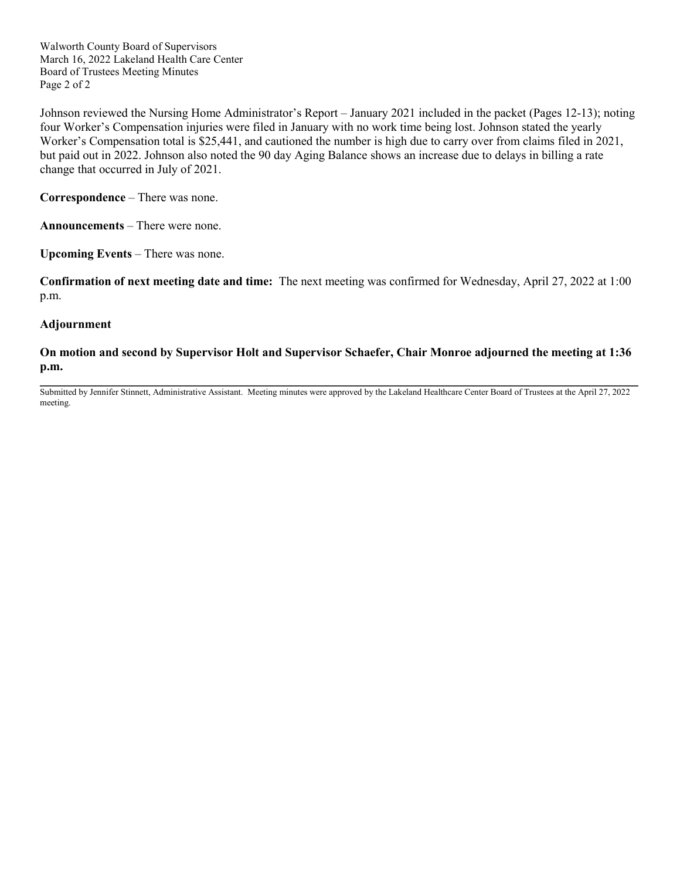Johnson reviewed the Nursing Home Administrator's Report – January 2021 included in the packet (Pages 12-13); noting four Worker's Compensation injuries were filed in January with no work time being lost. Johnson stated the yearly Worker's Compensation total is $25,441, and cautioned the number is high due to carry over from claims filed in 2021, but paid out in 2022. Johnson also noted the 90 day Aging Balance shows an increase due to delays in billing a rate change that occurred in July of 2021.

**Correspondence** – There was none.

**Announcements** – There were none.

**Upcoming Events** – There was none.

**Confirmation of next meeting date and time:** The next meeting was confirmed for Wednesday, April 27, 2022 at 1:00 p.m.

**Adjournment**

**On motion and second by Supervisor Holt and Supervisor Schaefer, Chair Monroe adjourned the meeting at 1:36 p.m.**

---

Submitted by Jennifer Stinnett, Administrative Assistant. Meeting minutes were approved by the Lakeland Healthcare Center Board of Trustees at the April 27, 2022 meeting.